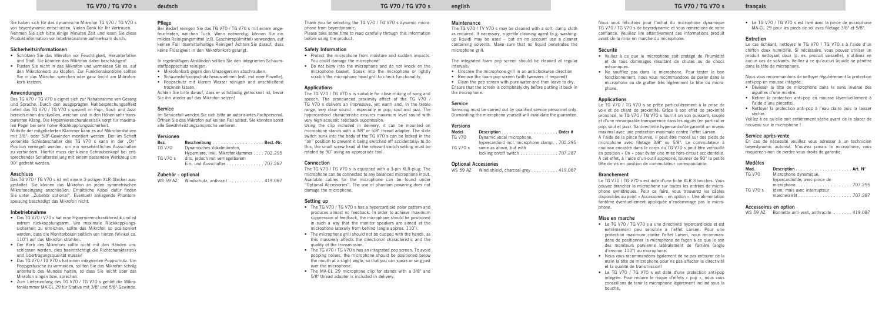Sie haben sich für das dynamische Mikrofon TG V70 / TG V70 s von beyerdynamic entschieden. Vielen Dank für Ihr Vertrauen. Nehmen Sie sich bitte einige Minuten Zeit und lesen Sie diese Produktinformation vor Inbetriebnahme aufmerksam durch.

## Sicherheitsinformationen

- Schützen Sie das Mikrofon vor Feuchtigkeit, Herunterfallen und Stoß. Sie könnten das Mikrofon dabei beschädigen!
- Pusten Sie nicht in das Mikrofon und vermeiden Sie es, auf den Mikrofonkorb zu klopfen. Zur Funktionskontrolle sollten Sie in das Mikrofon sprechen oder ganz leicht am Mikrofonkorb kratzen.

## Anwendungen

Das TG V70 / TG V70 s eignet sich zur Nahabnahme von Gesang und Sprache. Durch den ausgeprägten Nahbesprechungseffekt liefert das TG V70 / TG V70 s speziell im Pop-, Soul- und Jazzbereich einen druckvollen, weichen und in den Höhen sehr transparenten Klang. Die Hypernierencharakteristik sorgt für maximalen Pegel bei sehr hoher Rückkopplungssicherheit.

Mithilfe der mitgelieferten Klammer kann es auf Mikrofonstativen mit 3/8"- oder 5/8"-Gewinden montiert werden. Der im Schaft versenkte Schiebeschalter des TG V70 s kann in der „On" Position verriegelt werden, um ein versehentliches Ausschalten zu verhindern. Hierfür muss der kleine Schraubenkopf bei entsprechender Schalterstellung mit einem passenden Werkzeug um 90° gedreht werden.

## Anschluss

Das TG V70 / TG V70 s ist mit einem 3-poligen XLR-Stecker ausgestattet. Sie können das Mikrofon an jeden symmetrischen Mikrofoneingang anschließen. Erhältliche Kabel dafür finden Sie unter „Zubehör optional". Eventuell anliegende Phantomspeisung beschädigt das Mikrofon nicht.

## Inbetriebnahme

- Das TG V70 / TG V70 s hat eine Hypernierencharakteristik und ist extrem rückkopplungsarm. Um maximale Rückkopplungssicherheit zu erreichen, sollte das Mikrofon so positioniert werden, dass die Monitorboxen seitlich von hinten (Winkel ca. 110°) auf das Mikrofon strahlen.
- Der Korb des Mikrofons sollte nicht mit den Händen umschlossen werden, dies beeinträchtigt die Richtcharakteristik und Übertragungsqualität massiv!
- Das TG V70 / TG V70 s hat einen integrierten Poppschutz. Um Poppgeräusche zu vermeiden, sollten Sie das Mikrofon schräg unterhalb des Mundes halten, so dass Sie leicht über das Mikrofon singen bzw. sprechen.
- Zum Lieferumfang des TG V70 / TG V70 s gehört die Mikrofonklammer MA-CL 29 für Stative mit 3/8" und 5/8"-Gewinde.

## Pflege

Bei Bedarf reinigen Sie das TG V70 / TG V70 s mit einem angefeuchteten, weichen Tuch. Wenn notwendig, können Sie ein mildes Reinigungsmittel (z.B. Geschirrspülmittel) verwenden, auf keinen Fall lösemittelhaltige Reiniger! Achten Sie darauf, dass keine Flüssigkeit in den Mikrofonkorb gelangt.

In regelmäßigen Abständen sollten Sie den integrierten Schaumstoffpoppschutz reinigen:

- Mikrofonkorb gegen den Uhrzeigersinn abschrauben.
- Schaumstoffpoppschutz herausnehmen (evtl. mit einer Pinzette).
- Poppschutz mit klarem Wasser reinigen und anschließend trocknen lassen.

Achten Sie bitte darauf, dass er vollständig getrocknet ist, bevor Sie ihn wieder auf das Mikrofon setzen!

## Service

Im Servicefall wenden Sie sich bitte an autorisiertes Fachpersonal. Öffnen Sie das Mikrofon auf keinen Fall selbst, Sie könnten sonst alle Gewährleistungsansprüche verlieren.

## Versionen

| Bez. | Beschreibung | Best.-Nr. |
|---|---|---|
| TG V70 | Dynamisches Vokalmikrofon, Hyperniere, inkl. Mikrofonklammer | 702.295 |
| TG V70 s | dito, jedoch mit verriegelbarem Ein- und Ausschalter | 707.287 |

## Zubehör - optional

| | | |
|---|---|---|
| WS 59 AZ | Windschutz, anthrazit | 419.087 |

Thank you for selecting the TG V70 / TG V70 s dynamic microphone from beyerdynamic.
Please take some time to read carefully through this information before using the product.

## Safety Information

- Protect the microphone from moisture and sudden impacts. You could damage the microphone!
- Do not blow into the microphone and do not knock on the microphone basket. Speak into the microphone or lightly scratch the microphone head grill to check functionality.

## Applications

The TG V70 / TG V70 s is suitable for close miking of song and speech. The pronounced proximity effect of the TG V70 / TG V70 s delivers an impressive, yet warm and, in the treble range, very clear sound – especially in pop, soul and jazz. The hypercardioid characteristic ensures maximum level sound with very high acoustic feedback suppression.

Using the clip included in delivery, it can be mounted on microphone stands with a 3/8" or 5/8" thread adapter. The slide switch sunk into the body of the TG V70 s can be locked in the "on" position to prevent it being switched off accidentally; to do this, the small screw head at the relevant switch setting must be rotated by 90° using an appropriate tool.

## Connection

The TG V70 / TG V70 s is equipped with a 3-pin XLR-plug. The microphone can be connected to any balanced microphone input. Available cables for the microphone can be found under "Optional Accessories". The use of phantom powering does not damage the microphone.

## Setting up

- The TG V70 / TG V70 s has a hypercardioid polar pattern and produces almost no feedback. In order to achieve maximum suppression of feedback, the microphone should be positioned in such a way that the monitor speakers are aimed at the microphone laterally from behind (angle approx. 110°).
- The microphone grill should not be cupped with the hands, as this massively affects the directional characteristic and the quality of the transmission.
- The TG V70 / TG V70 s has an integrated pop screen. To avoid popping noises, the microphone should be positioned below the mouth at a slight angle, so that you can speak or sing just over the microphone.
- The MA-CL 29 microphone clip for stands with a 3/8" and 5/8" thread adapter is included in delivery.

## Maintenance

The TG V70 / TV V70 s may be cleaned with a soft, damp cloth as required. If necessary, a gentle cleaning agent (e.g. washing-up liquid) may be used – but on no account use a cleaner containing solvents. Make sure that no liquid penetrates the microphone grill.

The integrated foam pop screen should be cleaned at regular intervals:

- Unscrew the microphone grill in an anticlockwise direction
- Remove the foam pop screen (with tweezers if required)
- Clean the pop screen with pure water and then leave to dry.

Ensure that the screen is completely dry before putting it back in the microphone.

## Service

Servicing must be carried out by qualified service personnel only. Dismantling the microphone yourself will invalidate the guarantee.

## Versions

| Model | Description | Order # |
|---|---|---|
| TG V70 | Dynamic vocal microphone, hypercardioid incl. microphone clamp | 702.295 |
| TG V70 s | same as above, but with locking on/off switch | 707.287 |

## Optional Accessories

| | | |
|---|---|---|
| WS 59 AZ | Wind shield, charcoal-grey | 419.087 |

Nous vous félicitons pour l'achat du microphone dynamique TG V70 / TG V70 s de beyerdynamic et vous remercions de votre confiance. Veuillez lire attentivement ces informations produit avant de la mise en marche du microphone.

## Sécurité

- Veillez à ce que le microphone soit protégé de l'humidité et de tous dommages résultant de chutes ou de chocs mécaniques.
- Ne soufflez pas dans le microphone. Pour tester le bon fonctionnement, nous vous recommandons de parler dans le microphone ou de gratter très légèrement la tête du microphone.

## Applications

Le TG V70 / TG V70 s se prête particulièrement à la prise de voix et de chant de proximité. Grâce à son effet de proximité prononcé, le TG V70 / TG V70 s fournit un son puissant, souple et d'une remarquable transparence dans les aigus (en particulier pop, soul et jazz). Sa directivité hypercardioïde garantit un niveau maximal avec une protection maximale contre l'effet Larsen.

A l'aide de la pince fournie, il peut être monté sur des pieds de microphone avec filetage 3/8" ou 5/8". Le commutateur à coulisse encastré dans le corps du TG V70 s peut être verrouillé en position « On » pour éviter une mise hors-circuit accidentelle. A cet effet, à l'aide d'un outil approprié, tourner de 90° la petite tête de vis en position de commutateur correspondante.

## Branchement

Le TG V70 / TG V70 s est doté d'une fiche XLR 3 broches. Vous pouvez brancher le microphone sur toutes les entrées de microphone symétriques. Pour ce faire, vous trouverez les câbles disponibles au point « Accessoires – en option ». Une alimentation fantôme éventuellement appliquée n'endommage pas le microphone.

## Mise en marche

- Le TG V70 / TG V70 s a une directivité hypercardioïde et est extrêmement peu sensible à l'effet Larsen. Pour une protection maximum contre l'effet Larsen, nous recommandons de positionner le microphone de façon à ce que le son des moniteurs parvienne latéralement de l'arrière (angle d'environ 110°) au microphone.
- Nous vous recommandons également de ne pas entourer de la main la tête de microphone pour ne pas affecter la directivité et la qualité de transmission!
- Le TG V70 / TG V70 s est doté d'une protection anti-pop intégrée. Pour réduire le risque d'effets « pop », nous vous conseillons de tenir le microphone légèrement incliné sous la bouche.
- Le TG V70 / TG V70 s est livré avec la pince de microphone MA-CL 29 pour les pieds de sol avec filetage 3/8" et 5/8".

## Entretien

Le cas échéant, nettoyez le TG V70 / TG V70 s à l'aide d'un chiffon doux humidifié. Si nécessaire, vous pouvez utiliser un produit nettoyant doux (p. ex. produit vaisselle), n'utilisez en aucun cas de solvants. Veillez à ce qu'aucun liquide ne pénètre dans la tête de microphone.

Nous vous recommandons de nettoyer régulièrement la protection anti-pop en mousse intégrée :

- Dévisser la tête de microphone dans le sens inverse des aiguilles d'une montre.
- Retirer la protection anti-pop en mousse (éventuellement à l'aide d'une pincette).
- Nettoyer la protection anti-pop à l'eau claire puis la laisser sécher.

Veillez à ce qu'elle soit entièrement sèche avant de la placer de nouveau sur le microphone !

## Service après-vente

En cas de nécessité veuillez vous adresser à un technicien beyerdynamic autorisé. N'ouvrez jamais le microphone, vous risquerez sinon de perdre vous droits de garantie.

## Modèles

| Mod. | Description | Art. N° |
|---|---|---|
| TG V70 | Microphone dynamique, hypercardioïde, avec pince de microphone. | 707.295 |
| TG V70 s | idem, mais avec interrupteur marche/arrêt | 707.287 |

## Accessoires en option

| | | |
|---|---|---|
| WS 59 AZ | Bonnette anti-vent, anthracite | 419.087 |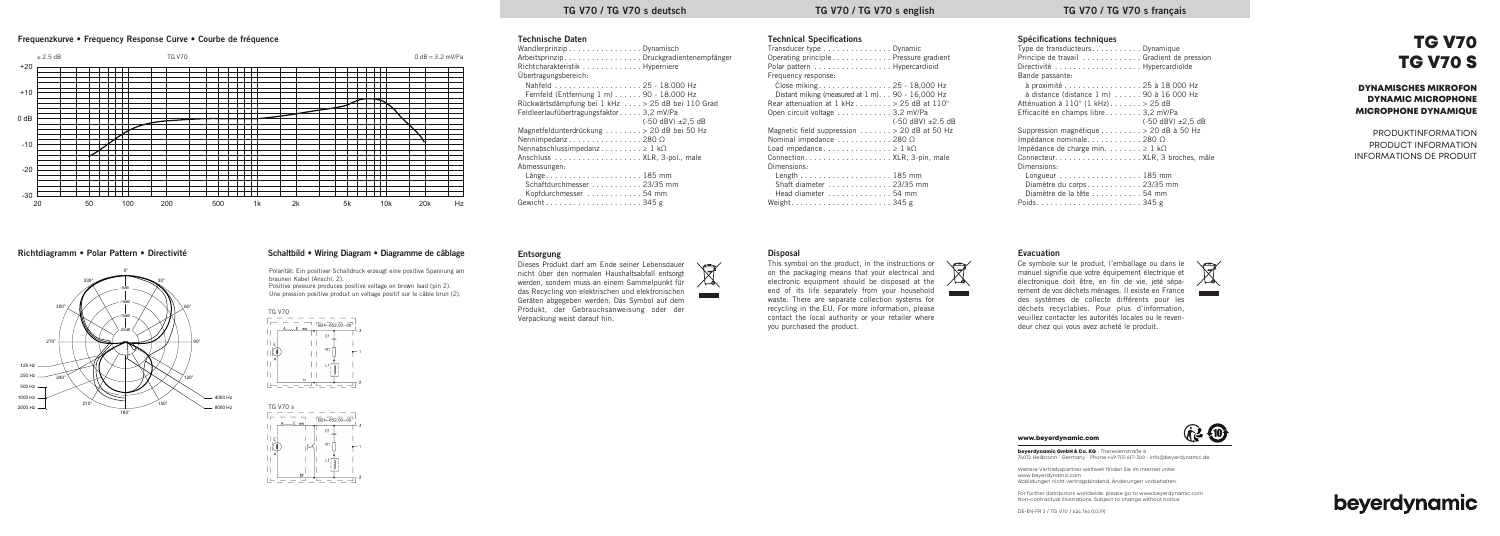## Frequenzkurve • Frequency Response Curve • Courbe de fréquence

± 2.5 dB

TG V70

0 dB = 3.2 mV/Pa

+20
+10
0 dB
-10
-20
-30

20 50 100 200 500 1k 2k 5k 10k 20k Hz

## Richtdiagramm • Polar Pattern • Directivité

0° 30° 60° 90° 120° 150° 180° 210° 240° 270° 300° 330°

125 Hz
250 Hz
500 Hz
1000 Hz
2000 Hz
4000 Hz
8000 Hz

## Schaltbild • Wiring Diagram • Diagramme de câblage

Polarität: Ein positiver Schalldruck erzeugt eine positive Spannung am braunen Kabel (Anschl. 2).
Positive pressure produces positive voltage on brown lead (pin 2).
Une pression positive produit un voltage positif sur le câble brun (2).

TG V70

TG V70 s

## TG V70 / TG V70 s deutsch

### Technische Daten

| | |
|---|---|
| Wandlerprinzip | Dynamisch |
| Arbeitsprinzip | Druckgradientenempfänger |
| Richtcharakteristik | Hyperniere |
| Übertragungsbereich: | |
| Nahfeld | 25 - 18.000 Hz |
| Fernfeld (Entfernung 1 m) | 90 - 18.000 Hz |
| Rückwärtsdämpfung bei 1 kHz | > 25 dB bei 110 Grad |
| Feldleerlaufübertragungsfaktor | 3,2 mV/Pa (-50 dBV) ±2,5 dB |
| Magnetfeldunterdrückung | > 20 dB bei 50 Hz |
| Nennimpedanz | 280 Ω |
| Nennabschlussimpedanz | ≥ 1 kΩ |
| Anschluss | XLR, 3-pol., male |
| Abmessungen: | |
| Länge | 185 mm |
| Schaftdurchmesser | 23/35 mm |
| Kopfdurchmesser | 54 mm |
| Gewicht | 345 g |

### Entsorgung

Dieses Produkt darf am Ende seiner Lebensdauer nicht über den normalen Haushaltsabfall entsorgt werden, sondern muss an einem Sammelpunkt für das Recycling von elektrischen und elektronischen Geräten abgegeben werden. Das Symbol auf dem Produkt, der Gebrauchsanweisung oder der Verpackung weist darauf hin.

## TG V70 / TG V70 s english

### Technical Specifications

| | |
|---|---|
| Transducer type | Dynamic |
| Operating principle | Pressure gradient |
| Polar pattern | Hypercardioid |
| Frequency response: | |
| Close miking | 25 - 18,000 Hz |
| Distant miking (measured at 1 m) | 90 - 16,000 Hz |
| Rear attenuation at 1 kHz | > 25 dB at 110° |
| Open circuit voltage | 3.2 mV/Pa (-50 dBV) ±2.5 dB |
| Magnetic field suppression | > 20 dB at 50 Hz |
| Nominal impedance | 280 Ω |
| Load impedance | ≥ 1 kΩ |
| Connection | XLR, 3-pin, male |
| Dimensions: | |
| Length | 185 mm |
| Shaft diameter | 23/35 mm |
| Head diameter | 54 mm |
| Weight | 345 g |

### Disposal

This symbol on the product, in the instructions or on the packaging means that your electrical and electronic equipment should be disposed at the end of its life separately from your household waste. There are separate collection systems for recycling in the EU. For more information, please contact the local authority or your retailer where you purchased the product.

## TG V70 / TG V70 s français

### Spécifications techniques

| | |
|---|---|
| Type de transducteurs | Dynamique |
| Principe de travail | Gradient de pression |
| Directivité | Hypercardioïde |
| Bande passante: | |
| à proximité | 25 à 18 000 Hz |
| à distance (distance 1 m) | 90 à 16 000 Hz |
| Atténuation à 110° (1 kHz) | > 25 dB |
| Efficacité en champs libre | 3,2 mV/Pa (-50 dBV) ±2,5 dB |
| Suppression magnétique | > 20 dB à 50 Hz |
| Impédance nominale | 280 Ω |
| Impédance de charge min. | ≥ 1 kΩ |
| Connecteur | XLR, 3 broches, mâle |
| Dimensions: | |
| Longueur | 185 mm |
| Diamètre du corps | 23/35 mm |
| Diamètre de la tête | 54 mm |
| Poids | 345 g |

### Evacuation

Ce symbole sur le produit, l'emballage ou dans le manuel signifie que votre équipement électrique et électronique doit être, en fin de vie, jeté séparement de vos déchets ménages. Il existe en France des systèmes de collecte différents pour les déchets recyclables. Pour plus d'information, veuillez contacter les autorités locales ou le revendeur chez qui vous avez acheté le produit.

# TG V70
# TG V70 S

**DYNAMISCHES MIKROFON**
**DYNAMIC MICROPHONE**
**MICROPHONE DYNAMIQUE**

PRODUKTINFORMATION
PRODUCT INFORMATION
INFORMATIONS DE PRODUIT

**www.beyerdynamic.com**

**beyerdynamic GmbH & Co. KG** · Theresienstraße 8
74072 Heilbronn · Germany · Phone +49 7131 617-300 · info@beyerdynamic.de

Weitere Vertriebspartner weltweit finden Sie im Internet unter
www.beyerdynamic.com
Abbildungen nicht vertragsbindend. Änderungen vorbehalten.

For further distributors worldwide, please go to www.beyerdynamic.com
Non-contractual illustrations. Subject to change without notice.

DE-EN-FR 3 / TG V70 / 626.744 (03.19)

beyerdynamic